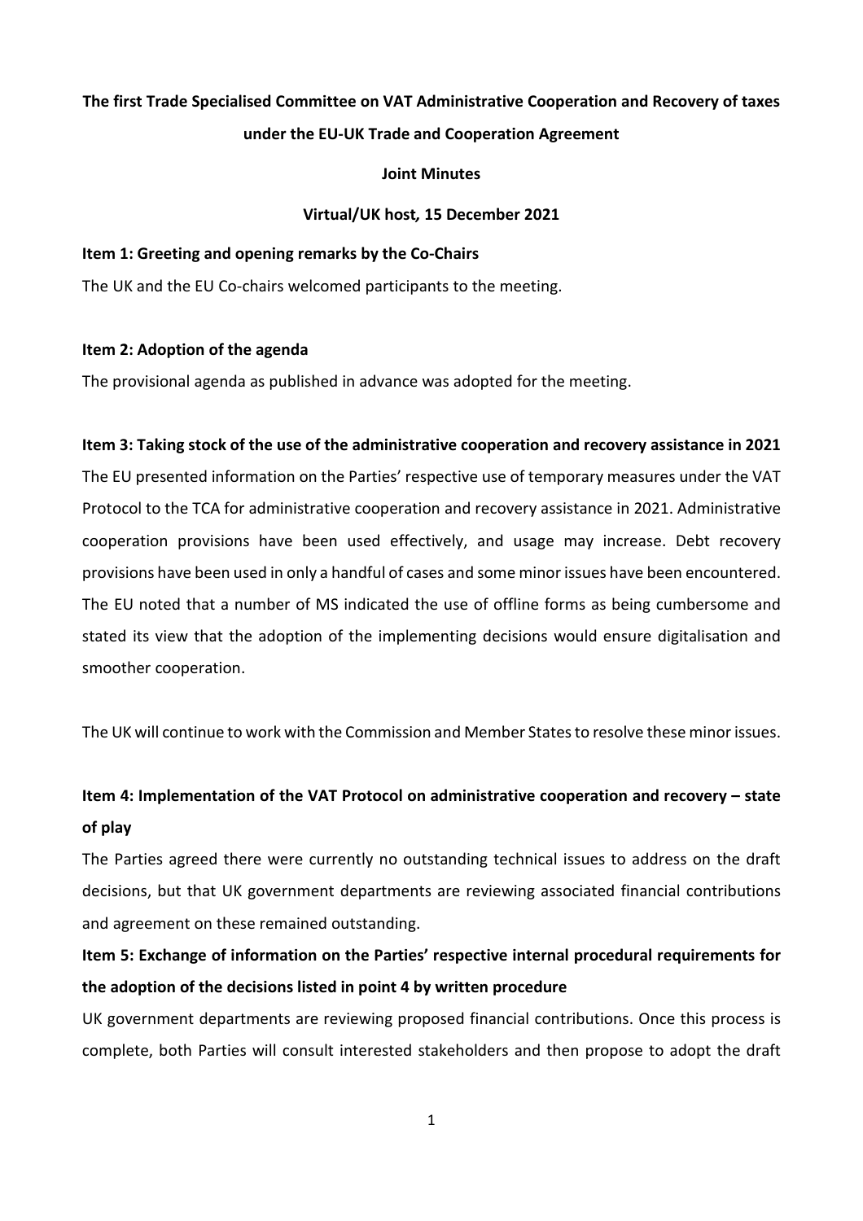# The first Trade Specialised Committee on VAT Administrative Cooperation and Recovery of taxes under the EU-UK Trade and Cooperation Agreement

**Joint Minutes**

**Virtual/UK host, 15 December 2021**

## Item 1: Greeting and opening remarks by the Co-Chairs

The UK and the EU Co-chairs welcomed participants to the meeting.

## Item 2: Adoption of the agenda

The provisional agenda as published in advance was adopted for the meeting.

## Item 3: Taking stock of the use of the administrative cooperation and recovery assistance in 2021

The EU presented information on the Parties' respective use of temporary measures under the VAT Protocol to the TCA for administrative cooperation and recovery assistance in 2021. Administrative cooperation provisions have been used effectively, and usage may increase. Debt recovery provisions have been used in only a handful of cases and some minor issues have been encountered. The EU noted that a number of MS indicated the use of offline forms as being cumbersome and stated its view that the adoption of the implementing decisions would ensure digitalisation and smoother cooperation.

The UK will continue to work with the Commission and Member States to resolve these minor issues.

## Item 4: Implementation of the VAT Protocol on administrative cooperation and recovery – state of play

The Parties agreed there were currently no outstanding technical issues to address on the draft decisions, but that UK government departments are reviewing associated financial contributions and agreement on these remained outstanding.

## Item 5: Exchange of information on the Parties' respective internal procedural requirements for the adoption of the decisions listed in point 4 by written procedure

UK government departments are reviewing proposed financial contributions. Once this process is complete, both Parties will consult interested stakeholders and then propose to adopt the draft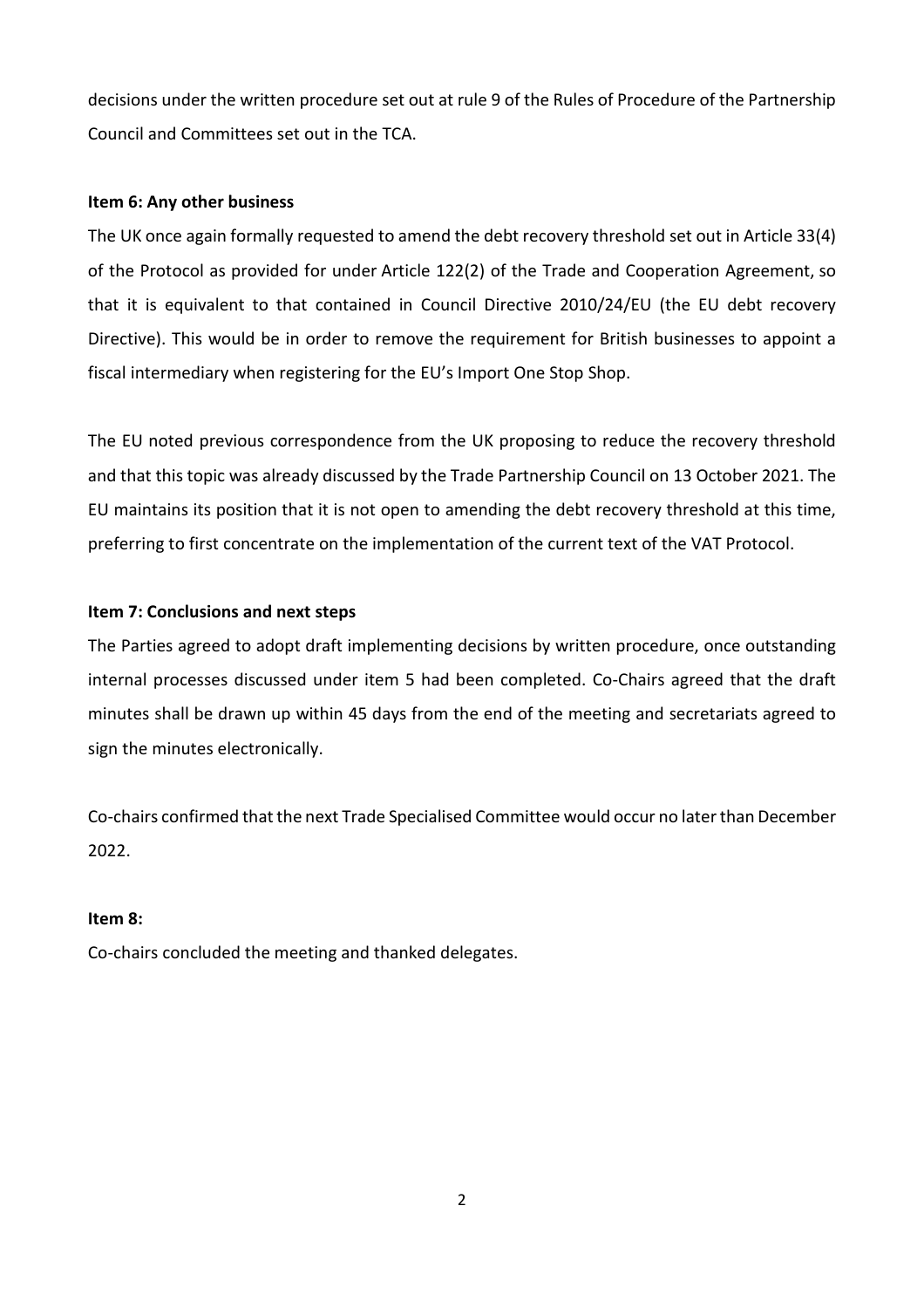decisions under the written procedure set out at rule 9 of the Rules of Procedure of the Partnership Council and Committees set out in the TCA.

**Item 6: Any other business**

The UK once again formally requested to amend the debt recovery threshold set out in Article 33(4) of the Protocol as provided for under Article 122(2) of the Trade and Cooperation Agreement, so that it is equivalent to that contained in Council Directive 2010/24/EU (the EU debt recovery Directive). This would be in order to remove the requirement for British businesses to appoint a fiscal intermediary when registering for the EU's Import One Stop Shop.

The EU noted previous correspondence from the UK proposing to reduce the recovery threshold and that this topic was already discussed by the Trade Partnership Council on 13 October 2021. The EU maintains its position that it is not open to amending the debt recovery threshold at this time, preferring to first concentrate on the implementation of the current text of the VAT Protocol.

**Item 7: Conclusions and next steps**

The Parties agreed to adopt draft implementing decisions by written procedure, once outstanding internal processes discussed under item 5 had been completed. Co-Chairs agreed that the draft minutes shall be drawn up within 45 days from the end of the meeting and secretariats agreed to sign the minutes electronically.

Co-chairs confirmed that the next Trade Specialised Committee would occur no later than December 2022.

**Item 8:**

Co-chairs concluded the meeting and thanked delegates.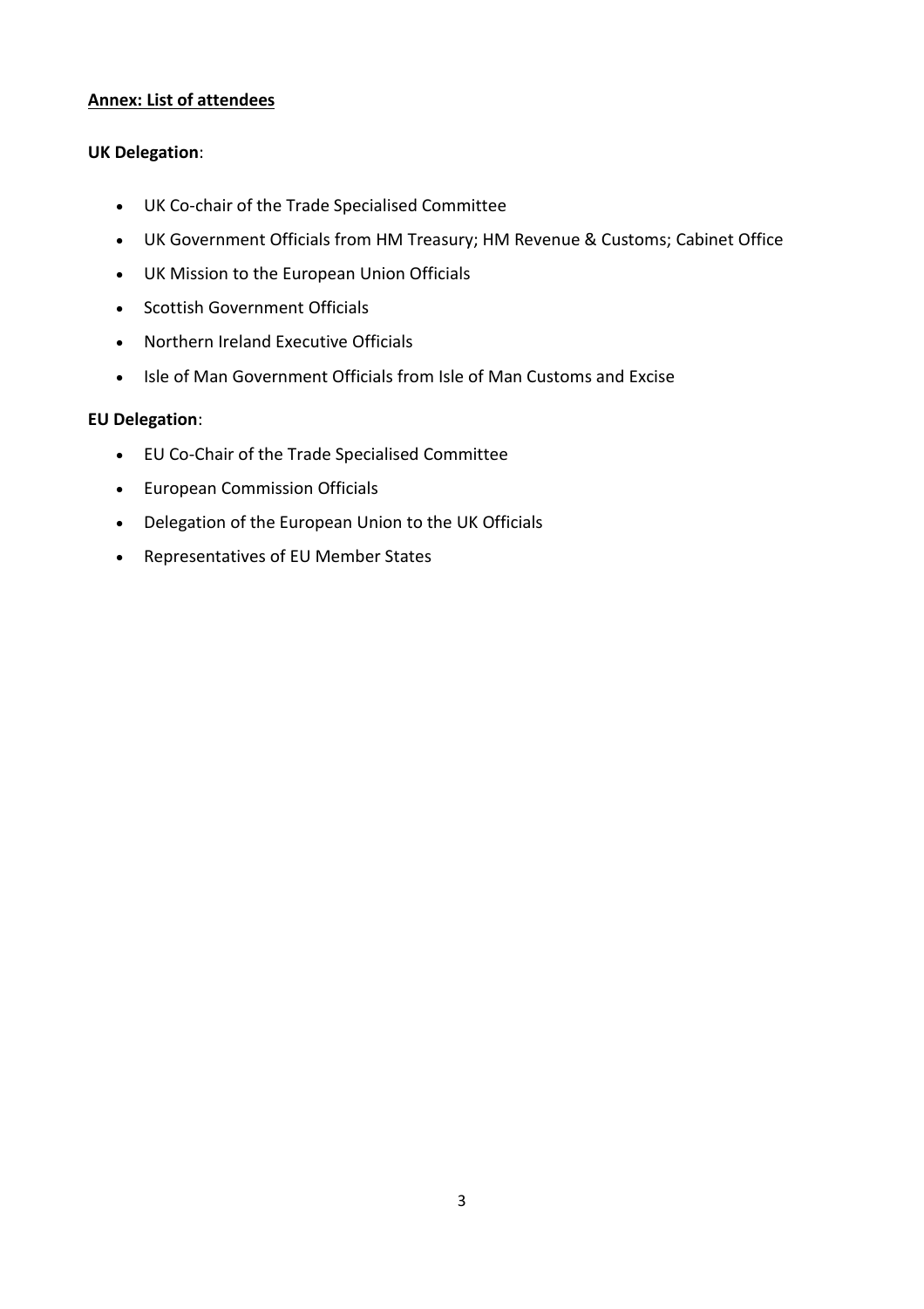**Annex: List of attendees**

**UK Delegation**:

- UK Co-chair of the Trade Specialised Committee
- UK Government Officials from HM Treasury; HM Revenue & Customs; Cabinet Office
- UK Mission to the European Union Officials
- Scottish Government Officials
- Northern Ireland Executive Officials
- Isle of Man Government Officials from Isle of Man Customs and Excise

**EU Delegation**:

- EU Co-Chair of the Trade Specialised Committee
- European Commission Officials
- Delegation of the European Union to the UK Officials
- Representatives of EU Member States